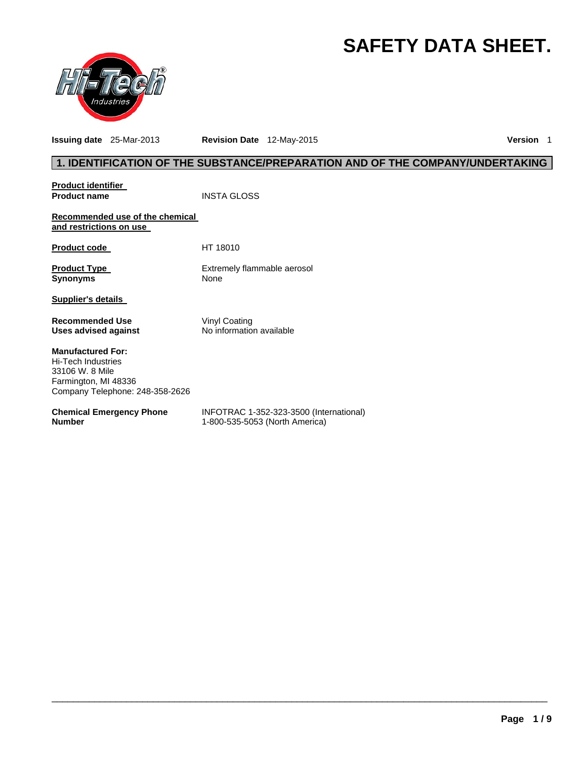# SAFETY DATA SHEET.

**Issuing date** 25-Mar-2013 **Revision Date** 12-May-2015 **Version** 1

## 1. IDENTIFICATION OF THE SUBSTANCE/PREPARATION AND OF THE COMPANY/UNDERTAKING

**Product identifier**

**Product name** INSTA GLOSS

**Recommended use of the chemical and restrictions on use**

**Product code** HT 18010

**Product Type** Extremely flammable aerosol

**Synonyms** None

**Supplier's details**

**Recommended Use** Vinyl Coating

**Uses advised against** No information available

**Manufactured For:**
Hi-Tech Industries
33106 W. 8 Mile
Farmington, MI 48336
Company Telephone: 248-358-2626

**Chemical Emergency Phone Number** INFOTRAC 1-352-323-3500 (International)
1-800-535-5053 (North America)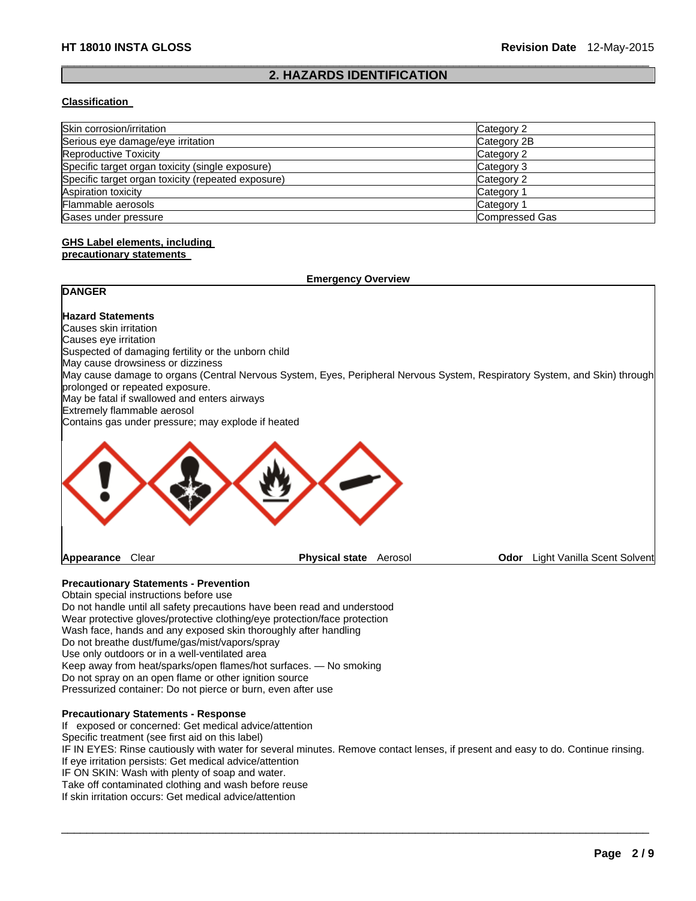## 2. HAZARDS IDENTIFICATION

**Classification**

| | |
|---|---|
| Skin corrosion/irritation | Category 2 |
| Serious eye damage/eye irritation | Category 2B |
| Reproductive Toxicity | Category 2 |
| Specific target organ toxicity (single exposure) | Category 3 |
| Specific target organ toxicity (repeated exposure) | Category 2 |
| Aspiration toxicity | Category 1 |
| Flammable aerosols | Category 1 |
| Gases under pressure | Compressed Gas |

**GHS Label elements, including precautionary statements**

**Emergency Overview**

**DANGER**

**Hazard Statements**

Causes skin irritation
Causes eye irritation
Suspected of damaging fertility or the unborn child
May cause drowsiness or dizziness
May cause damage to organs (Central Nervous System, Eyes, Peripheral Nervous System, Respiratory System, and Skin) through prolonged or repeated exposure.
May be fatal if swallowed and enters airways
Extremely flammable aerosol
Contains gas under pressure; may explode if heated

**Appearance** Clear **Physical state** Aerosol **Odor** Light Vanilla Scent Solvent

**Precautionary Statements - Prevention**

Obtain special instructions before use
Do not handle until all safety precautions have been read and understood
Wear protective gloves/protective clothing/eye protection/face protection
Wash face, hands and any exposed skin thoroughly after handling
Do not breathe dust/fume/gas/mist/vapors/spray
Use only outdoors or in a well-ventilated area
Keep away from heat/sparks/open flames/hot surfaces. — No smoking
Do not spray on an open flame or other ignition source
Pressurized container: Do not pierce or burn, even after use

**Precautionary Statements - Response**

If exposed or concerned: Get medical advice/attention
Specific treatment (see first aid on this label)
IF IN EYES: Rinse cautiously with water for several minutes. Remove contact lenses, if present and easy to do. Continue rinsing.
If eye irritation persists: Get medical advice/attention
IF ON SKIN: Wash with plenty of soap and water.
Take off contaminated clothing and wash before reuse
If skin irritation occurs: Get medical advice/attention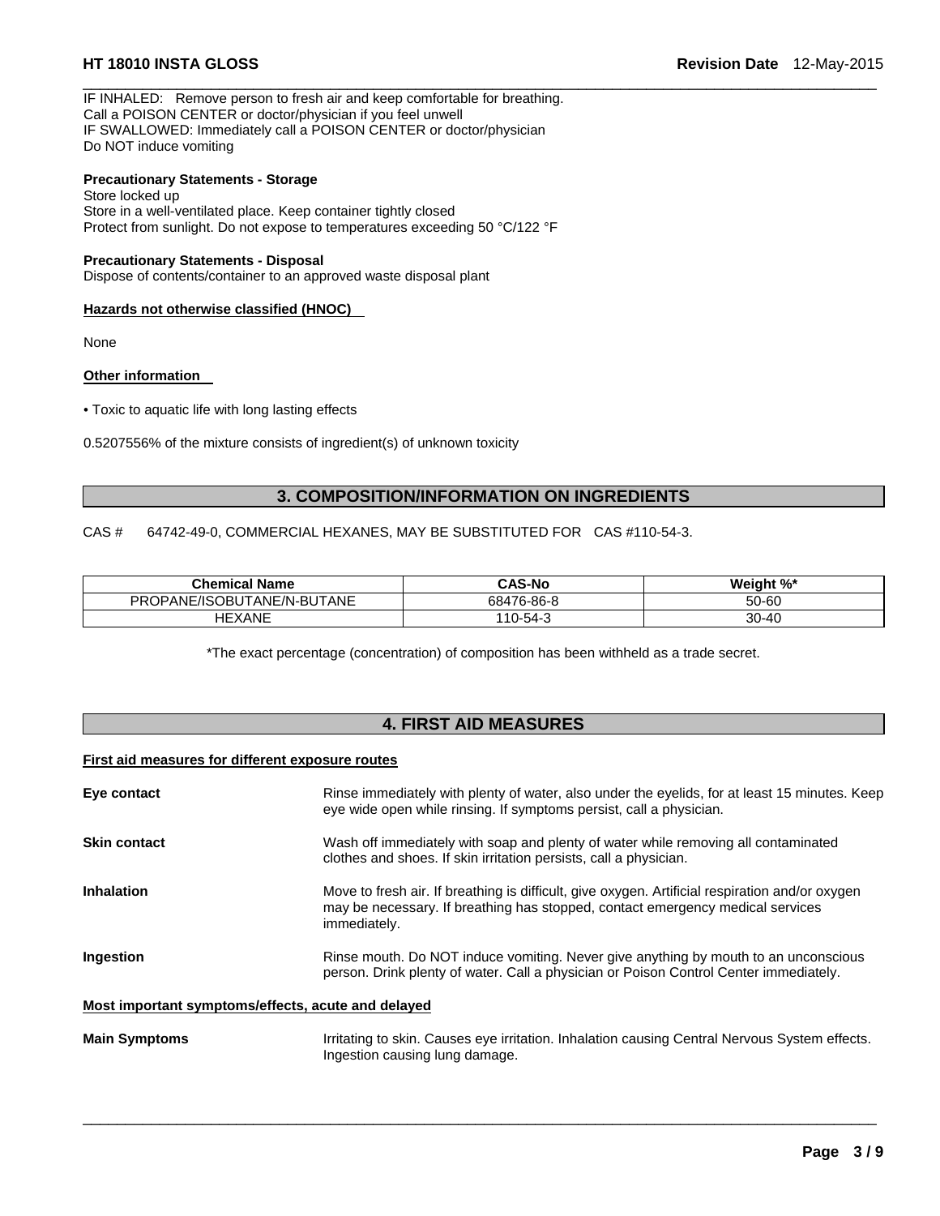IF INHALED: Remove person to fresh air and keep comfortable for breathing.
Call a POISON CENTER or doctor/physician if you feel unwell
IF SWALLOWED: Immediately call a POISON CENTER or doctor/physician
Do NOT induce vomiting

**Precautionary Statements - Storage**
Store locked up
Store in a well-ventilated place. Keep container tightly closed
Protect from sunlight. Do not expose to temperatures exceeding 50 °C/122 °F

**Precautionary Statements - Disposal**
Dispose of contents/container to an approved waste disposal plant

**Hazards not otherwise classified (HNOC)**

None

**Other information**

• Toxic to aquatic life with long lasting effects

0.5207556% of the mixture consists of ingredient(s) of unknown toxicity

## 3. COMPOSITION/INFORMATION ON INGREDIENTS

CAS # 64742-49-0, COMMERCIAL HEXANES, MAY BE SUBSTITUTED FOR CAS #110-54-3.

| Chemical Name | CAS-No | Weight %* |
|---|---|---|
| PROPANE/ISOBUTANE/N-BUTANE | 68476-86-8 | 50-60 |
| HEXANE | 110-54-3 | 30-40 |

*The exact percentage (concentration) of composition has been withheld as a trade secret.

## 4. FIRST AID MEASURES

**First aid measures for different exposure routes**

**Eye contact** Rinse immediately with plenty of water, also under the eyelids, for at least 15 minutes. Keep eye wide open while rinsing. If symptoms persist, call a physician.

**Skin contact** Wash off immediately with soap and plenty of water while removing all contaminated clothes and shoes. If skin irritation persists, call a physician.

**Inhalation** Move to fresh air. If breathing is difficult, give oxygen. Artificial respiration and/or oxygen may be necessary. If breathing has stopped, contact emergency medical services immediately.

**Ingestion** Rinse mouth. Do NOT induce vomiting. Never give anything by mouth to an unconscious person. Drink plenty of water. Call a physician or Poison Control Center immediately.

**Most important symptoms/effects, acute and delayed**

**Main Symptoms** Irritating to skin. Causes eye irritation. Inhalation causing Central Nervous System effects. Ingestion causing lung damage.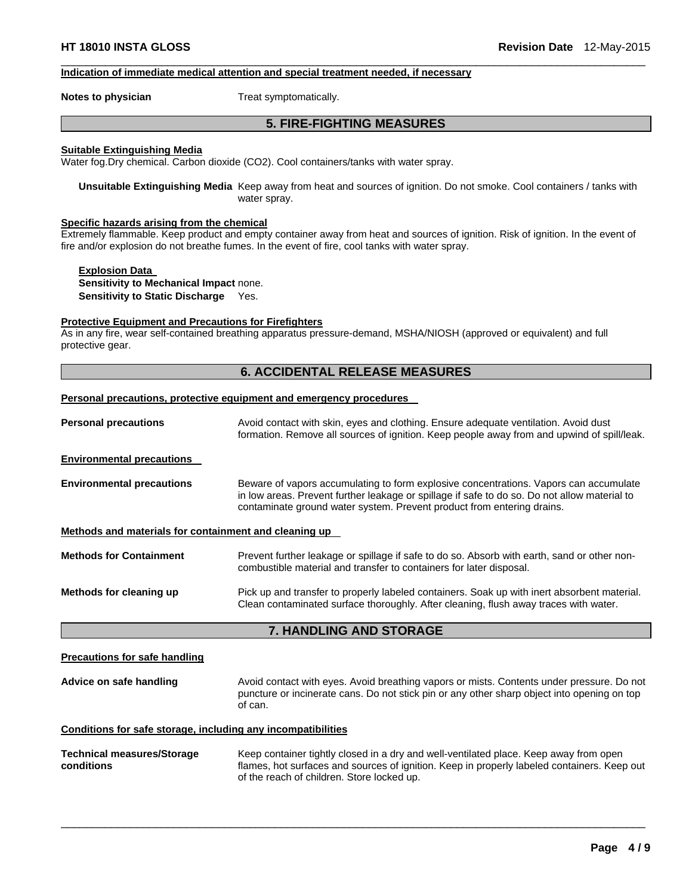### Indication of immediate medical attention and special treatment needed, if necessary

**Notes to physician** Treat symptomatically.

## 5. FIRE-FIGHTING MEASURES

### Suitable Extinguishing Media

Water fog.Dry chemical. Carbon dioxide ($CO_2$). Cool containers/tanks with water spray.

**Unsuitable Extinguishing Media** Keep away from heat and sources of ignition. Do not smoke. Cool containers / tanks with water spray.

### Specific hazards arising from the chemical

Extremely flammable. Keep product and empty container away from heat and sources of ignition. Risk of ignition. In the event of fire and/or explosion do not breathe fumes. In the event of fire, cool tanks with water spray.

**Explosion Data**

**Sensitivity to Mechanical Impact** none.

**Sensitivity to Static Discharge** Yes.

### Protective Equipment and Precautions for Firefighters

As in any fire, wear self-contained breathing apparatus pressure-demand, MSHA/NIOSH (approved or equivalent) and full protective gear.

## 6. ACCIDENTAL RELEASE MEASURES

### Personal precautions, protective equipment and emergency procedures

**Personal precautions** Avoid contact with skin, eyes and clothing. Ensure adequate ventilation. Avoid dust formation. Remove all sources of ignition. Keep people away from and upwind of spill/leak.

### Environmental precautions

**Environmental precautions** Beware of vapors accumulating to form explosive concentrations. Vapors can accumulate in low areas. Prevent further leakage or spillage if safe to do so. Do not allow material to contaminate ground water system. Prevent product from entering drains.

### Methods and materials for containment and cleaning up

**Methods for Containment** Prevent further leakage or spillage if safe to do so. Absorb with earth, sand or other non-combustible material and transfer to containers for later disposal.

**Methods for cleaning up** Pick up and transfer to properly labeled containers. Soak up with inert absorbent material. Clean contaminated surface thoroughly. After cleaning, flush away traces with water.

## 7. HANDLING AND STORAGE

### Precautions for safe handling

**Advice on safe handling** Avoid contact with eyes. Avoid breathing vapors or mists. Contents under pressure. Do not puncture or incinerate cans. Do not stick pin or any other sharp object into opening on top of can.

### Conditions for safe storage, including any incompatibilities

**Technical measures/Storage conditions** Keep container tightly closed in a dry and well-ventilated place. Keep away from open flames, hot surfaces and sources of ignition. Keep in properly labeled containers. Keep out of the reach of children. Store locked up.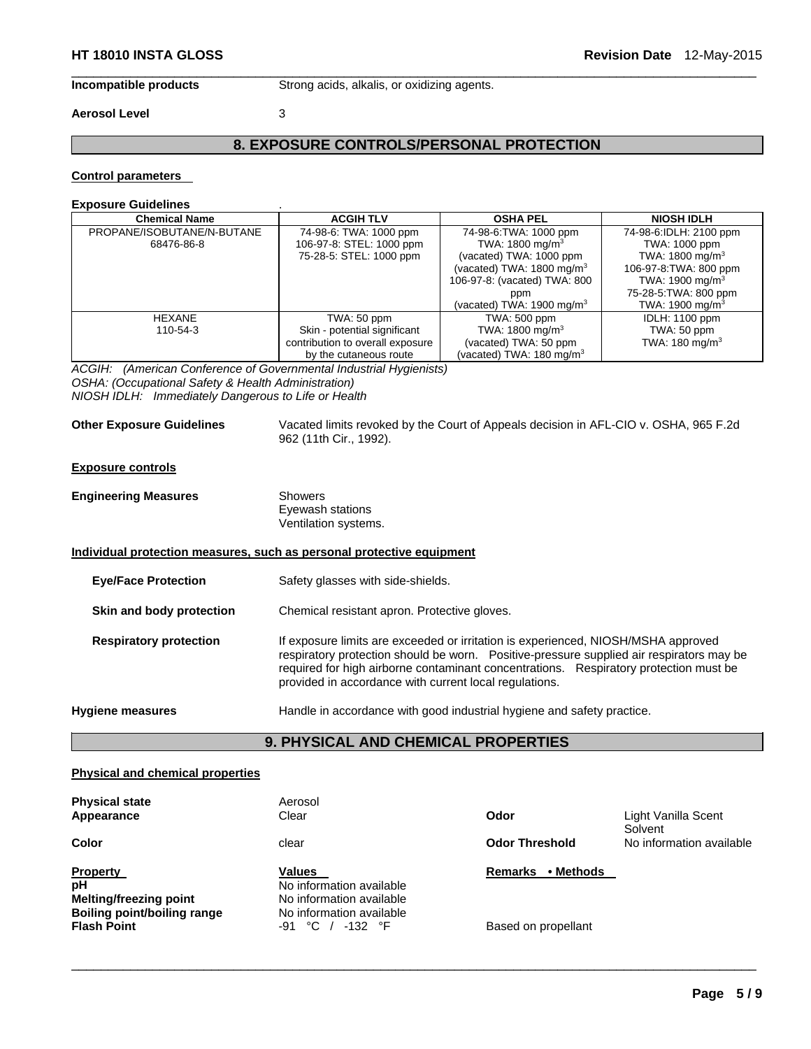**Incompatible products** Strong acids, alkalis, or oxidizing agents.

**Aerosol Level** 3

## 8. EXPOSURE CONTROLS/PERSONAL PROTECTION

**Control parameters**

**Exposure Guidelines** .

| Chemical Name | ACGIH TLV | OSHA PEL | NIOSH IDLH |
|---|---|---|---|
| PROPANE/ISOBUTANE/N-BUTANE 68476-86-8 | 74-98-6: TWA: 1000 ppm<br>106-97-8: STEL: 1000 ppm<br>75-28-5: STEL: 1000 ppm | 74-98-6:TWA: 1000 ppm<br>TWA: 1800 mg/m$^3$<br>(vacated) TWA: 1000 ppm<br>(vacated) TWA: 1800 mg/m$^3$<br>106-97-8: (vacated) TWA: 800 ppm<br>(vacated) TWA: 1900 mg/m$^3$ | 74-98-6:IDLH: 2100 ppm<br>TWA: 1000 ppm<br>TWA: 1800 mg/m$^3$<br>106-97-8:TWA: 800 ppm<br>TWA: 1900 mg/m$^3$<br>75-28-5:TWA: 800 ppm<br>TWA: 1900 mg/m$^3$ |
| HEXANE 110-54-3 | TWA: 50 ppm<br>Skin - potential significant contribution to overall exposure by the cutaneous route | TWA: 500 ppm<br>TWA: 1800 mg/m$^3$<br>(vacated) TWA: 50 ppm<br>(vacated) TWA: 180 mg/m$^3$ | IDLH: 1100 ppm<br>TWA: 50 ppm<br>TWA: 180 mg/m$^3$ |

*ACGIH: (American Conference of Governmental Industrial Hygienists)*
*OSHA: (Occupational Safety & Health Administration)*
*NIOSH IDLH: Immediately Dangerous to Life or Health*

**Other Exposure Guidelines** Vacated limits revoked by the Court of Appeals decision in AFL-CIO v. OSHA, 965 F.2d 962 (11th Cir., 1992).

**Exposure controls**

**Engineering Measures** Showers
Eyewash stations
Ventilation systems.

**Individual protection measures, such as personal protective equipment**

**Eye/Face Protection** Safety glasses with side-shields.

**Skin and body protection** Chemical resistant apron. Protective gloves.

**Respiratory protection** If exposure limits are exceeded or irritation is experienced, NIOSH/MSHA approved respiratory protection should be worn. Positive-pressure supplied air respirators may be required for high airborne contaminant concentrations. Respiratory protection must be provided in accordance with current local regulations.

**Hygiene measures** Handle in accordance with good industrial hygiene and safety practice.

## 9. PHYSICAL AND CHEMICAL PROPERTIES

**Physical and chemical properties**

**Physical state** Aerosol
**Appearance** Clear **Odor** Light Vanilla Scent Solvent
**Color** clear **Odor Threshold** No information available

| Property | Values | Remarks • Methods |
|---|---|---|
| **pH** | No information available | |
| **Melting/freezing point** | No information available | |
| **Boiling point/boiling range** | No information available | |
| **Flash Point** | -91 °C / -132 °F | Based on propellant |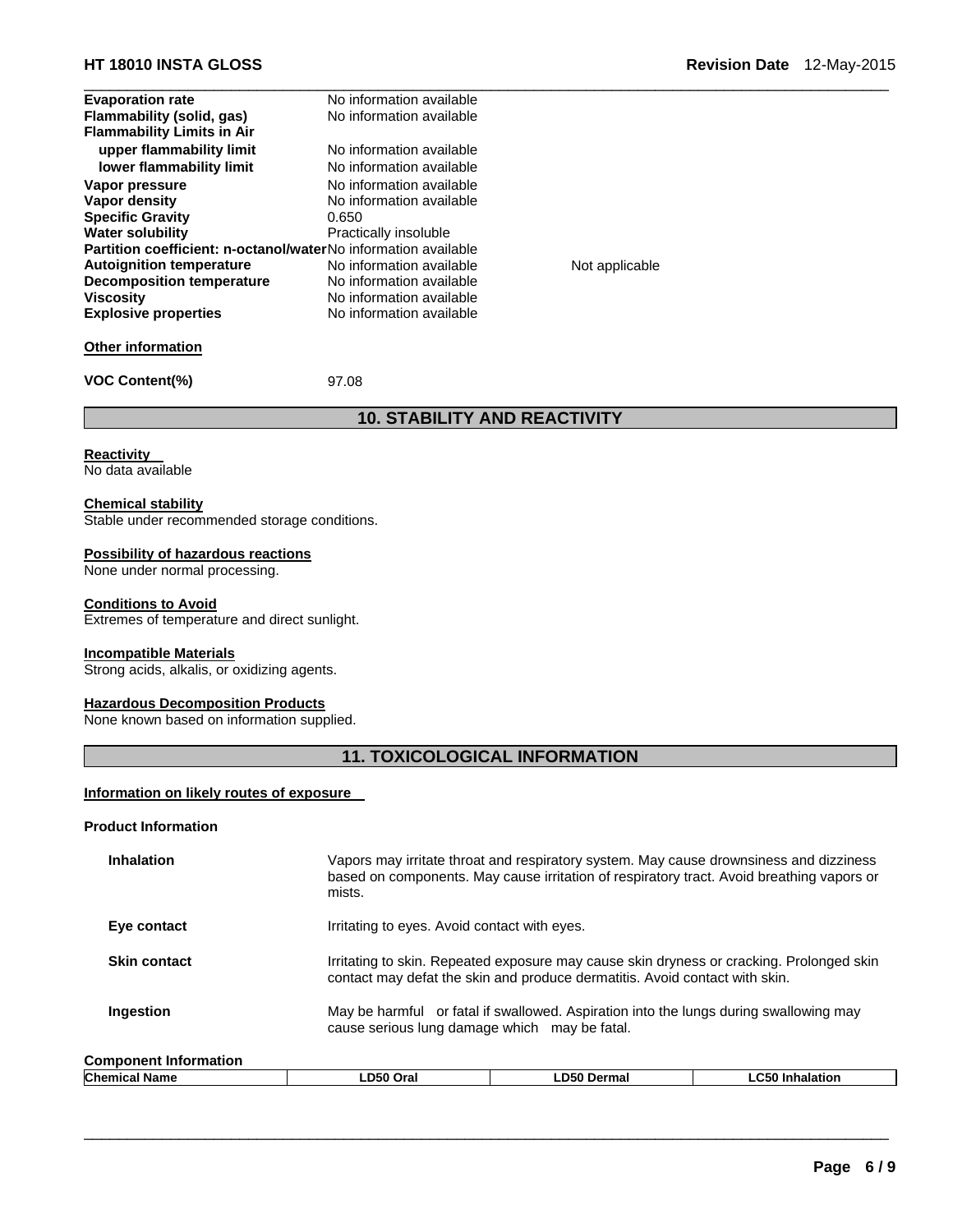| | | |
|---|---|---|
| **Evaporation rate** | No information available | |
| **Flammability (solid, gas)** | No information available | |
| **Flammability Limits in Air** | | |
| **upper flammability limit** | No information available | |
| **lower flammability limit** | No information available | |
| **Vapor pressure** | No information available | |
| **Vapor density** | No information available | |
| **Specific Gravity** | 0.650 | |
| **Water solubility** | Practically insoluble | |
| **Partition coefficient: n-octanol/water** | No information available | |
| **Autoignition temperature** | No information available | Not applicable |
| **Decomposition temperature** | No information available | |
| **Viscosity** | No information available | |
| **Explosive properties** | No information available | |

**Other information**

**VOC Content(%)** 97.08

## 10. STABILITY AND REACTIVITY

**Reactivity**
No data available

**Chemical stability**
Stable under recommended storage conditions.

**Possibility of hazardous reactions**
None under normal processing.

**Conditions to Avoid**
Extremes of temperature and direct sunlight.

**Incompatible Materials**
Strong acids, alkalis, or oxidizing agents.

**Hazardous Decomposition Products**
None known based on information supplied.

## 11. TOXICOLOGICAL INFORMATION

**Information on likely routes of exposure**

**Product Information**

| | |
|---|---|
| **Inhalation** | Vapors may irritate throat and respiratory system. May cause drownsiness and dizziness based on components. May cause irritation of respiratory tract. Avoid breathing vapors or mists. |
| **Eye contact** | Irritating to eyes. Avoid contact with eyes. |
| **Skin contact** | Irritating to skin. Repeated exposure may cause skin dryness or cracking. Prolonged skin contact may defat the skin and produce dermatitis. Avoid contact with skin. |
| **Ingestion** | May be harmful or fatal if swallowed. Aspiration into the lungs during swallowing may cause serious lung damage which may be fatal. |

**Component Information**

| Chemical Name | LD50 Oral | LD50 Dermal | LC50 Inhalation |
|---|---|---|---|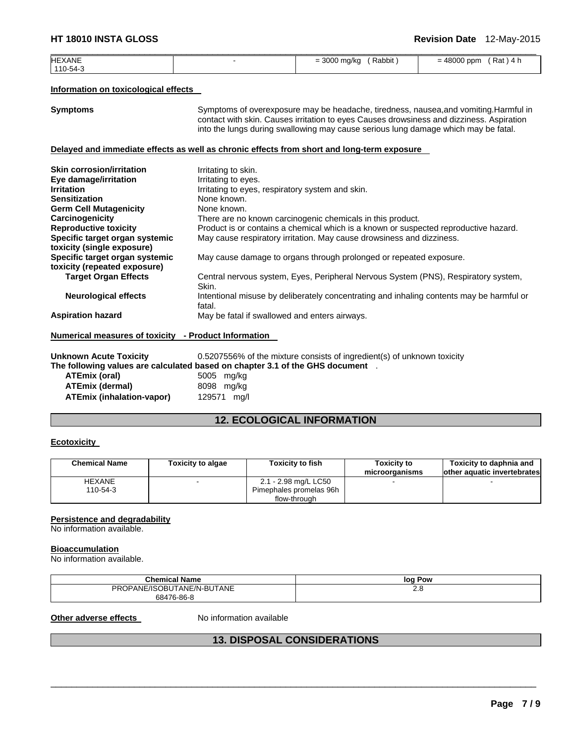| HEXANE 110-54-3 | - | = 3000 mg/kg ( Rabbit ) | = 48000 ppm ( Rat ) 4 h |
|---|---|---|---|

**Information on toxicological effects**

**Symptoms** Symptoms of overexposure may be headache, tiredness, nausea,and vomiting.Harmful in contact with skin. Causes irritation to eyes Causes drowsiness and dizziness. Aspiration into the lungs during swallowing may cause serious lung damage which may be fatal.

**Delayed and immediate effects as well as chronic effects from short and long-term exposure**

**Skin corrosion/irritation** Irritating to skin.
**Eye damage/irritation** Irritating to eyes.
**Irritation** Irritating to eyes, respiratory system and skin.
**Sensitization** None known.
**Germ Cell Mutagenicity** None known.
**Carcinogenicity** There are no known carcinogenic chemicals in this product.
**Reproductive toxicity** Product is or contains a chemical which is a known or suspected reproductive hazard.
**Specific target organ systemic toxicity (single exposure)** May cause respiratory irritation. May cause drowsiness and dizziness.
**Specific target organ systemic toxicity (repeated exposure)** May cause damage to organs through prolonged or repeated exposure.
**Target Organ Effects** Central nervous system, Eyes, Peripheral Nervous System (PNS), Respiratory system, Skin.
**Neurological effects** Intentional misuse by deliberately concentrating and inhaling contents may be harmful or fatal.
**Aspiration hazard** May be fatal if swallowed and enters airways.

**Numerical measures of toxicity - Product Information**

**Unknown Acute Toxicity** 0.5207556% of the mixture consists of ingredient(s) of unknown toxicity
**The following values are calculated based on chapter 3.1 of the GHS document** .
**ATEmix (oral)** 5005 mg/kg
**ATEmix (dermal)** 8098 mg/kg
**ATEmix (inhalation-vapor)** 129571 mg/l

## 12. ECOLOGICAL INFORMATION

**Ecotoxicity**

| Chemical Name | Toxicity to algae | Toxicity to fish | Toxicity to microorganisms | Toxicity to daphnia and other aquatic invertebrates |
|---|---|---|---|---|
| HEXANE 110-54-3 | - | 2.1 - 2.98 mg/L LC50 Pimephales promelas 96h flow-through | - | - |

**Persistence and degradability**
No information available.

**Bioaccumulation**
No information available.

| Chemical Name | log Pow |
|---|---|
| PROPANE/ISOBUTANE/N-BUTANE 68476-86-8 | 2.8 |

**Other adverse effects** No information available

## 13. DISPOSAL CONSIDERATIONS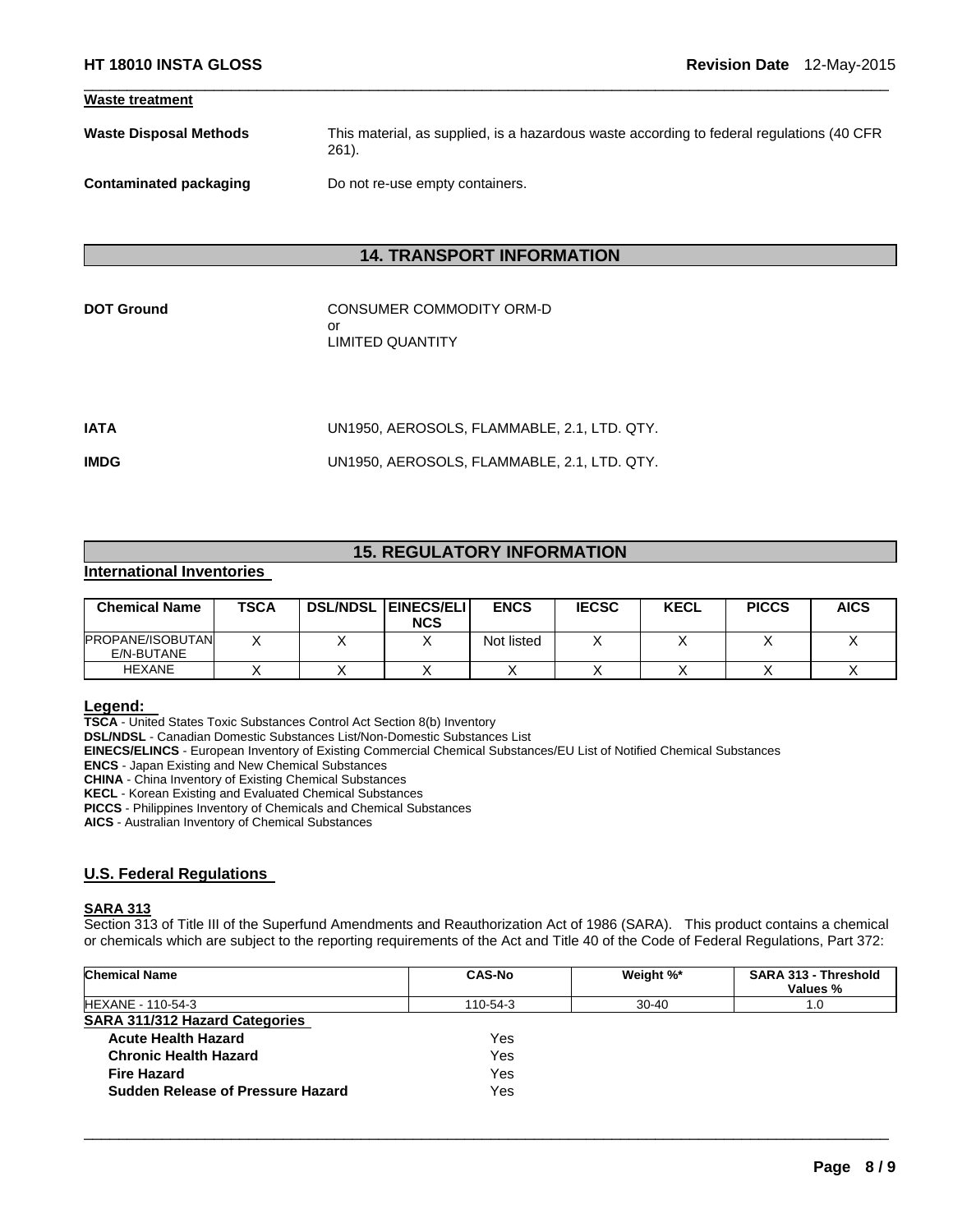**Waste treatment**

**Waste Disposal Methods** — This material, as supplied, is a hazardous waste according to federal regulations (40 CFR 261).

**Contaminated packaging** — Do not re-use empty containers.

## 14. TRANSPORT INFORMATION

**DOT Ground** — CONSUMER COMMODITY ORM-D
or
LIMITED QUANTITY

**IATA** — UN1950, AEROSOLS, FLAMMABLE, 2.1, LTD. QTY.

**IMDG** — UN1950, AEROSOLS, FLAMMABLE, 2.1, LTD. QTY.

## 15. REGULATORY INFORMATION

### International Inventories

| Chemical Name | TSCA | DSL/NDSL | EINECS/ELINCS | ENCS | IECSC | KECL | PICCS | AICS |
|---|---|---|---|---|---|---|---|---|
| PROPANE/ISOBUTANE/N-BUTANE | X | X | X | Not listed | X | X | X | X |
| HEXANE | X | X | X | X | X | X | X | X |

**Legend:**
**TSCA** - United States Toxic Substances Control Act Section 8(b) Inventory
**DSL/NDSL** - Canadian Domestic Substances List/Non-Domestic Substances List
**EINECS/ELINCS** - European Inventory of Existing Commercial Chemical Substances/EU List of Notified Chemical Substances
**ENCS** - Japan Existing and New Chemical Substances
**CHINA** - China Inventory of Existing Chemical Substances
**KECL** - Korean Existing and Evaluated Chemical Substances
**PICCS** - Philippines Inventory of Chemicals and Chemical Substances
**AICS** - Australian Inventory of Chemical Substances

### U.S. Federal Regulations

**SARA 313**
Section 313 of Title III of the Superfund Amendments and Reauthorization Act of 1986 (SARA). This product contains a chemical or chemicals which are subject to the reporting requirements of the Act and Title 40 of the Code of Federal Regulations, Part 372:

| Chemical Name | CAS-No | Weight %* | SARA 313 - Threshold Values % |
|---|---|---|---|
| HEXANE - 110-54-3 | 110-54-3 | 30-40 | 1.0 |

**SARA 311/312 Hazard Categories**

| | |
|---|---|
| **Acute Health Hazard** | Yes |
| **Chronic Health Hazard** | Yes |
| **Fire Hazard** | Yes |
| **Sudden Release of Pressure Hazard** | Yes |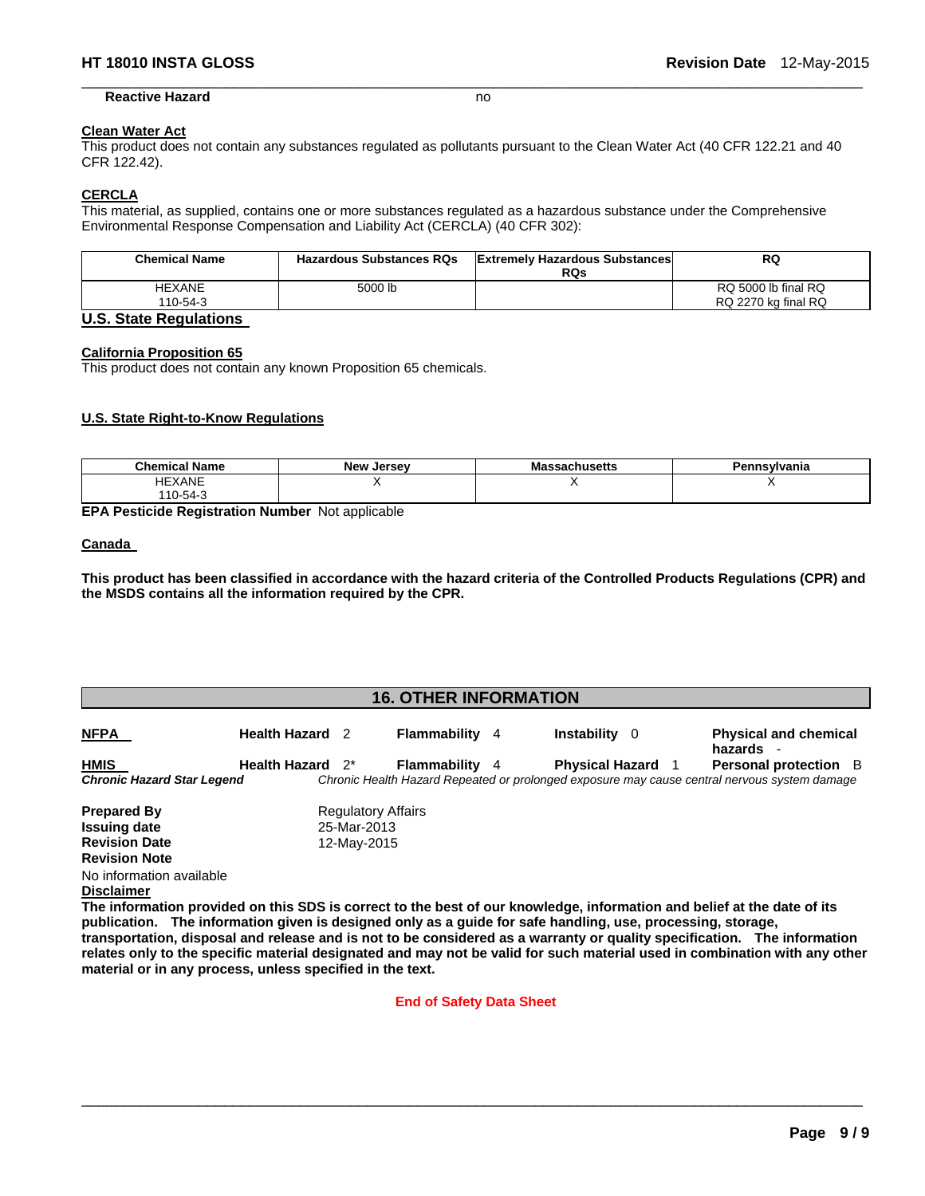**Reactive Hazard** no

**Clean Water Act**

This product does not contain any substances regulated as pollutants pursuant to the Clean Water Act (40 CFR 122.21 and 40 CFR 122.42).

**CERCLA**

This material, as supplied, contains one or more substances regulated as a hazardous substance under the Comprehensive Environmental Response Compensation and Liability Act (CERCLA) (40 CFR 302):

| Chemical Name | Hazardous Substances RQs | Extremely Hazardous Substances RQs | RQ |
|---|---|---|---|
| HEXANE<br>110-54-3 | 5000 lb | | RQ 5000 lb final RQ<br>RQ 2270 kg final RQ |

**U.S. State Regulations**

**California Proposition 65**

This product does not contain any known Proposition 65 chemicals.

**U.S. State Right-to-Know Regulations**

| Chemical Name | New Jersey | Massachusetts | Pennsylvania |
|---|---|---|---|
| HEXANE<br>110-54-3 | X | X | X |

**EPA Pesticide Registration Number** Not applicable

**Canada**

**This product has been classified in accordance with the hazard criteria of the Controlled Products Regulations (CPR) and the MSDS contains all the information required by the CPR.**

## 16. OTHER INFORMATION

| | | | | |
|---|---|---|---|---|
| **NFPA** | **Health Hazard** 2 | **Flammability** 4 | **Instability** 0 | **Physical and chemical hazards** - |
| **HMIS** | **Health Hazard** 2* | **Flammability** 4 | **Physical Hazard** 1 | **Personal protection** B |

***Chronic Hazard Star Legend*** *Chronic Health Hazard Repeated or prolonged exposure may cause central nervous system damage*

**Prepared By** Regulatory Affairs
**Issuing date** 25-Mar-2013
**Revision Date** 12-May-2015
**Revision Note**

No information available

**Disclaimer**

**The information provided on this SDS is correct to the best of our knowledge, information and belief at the date of its publication. The information given is designed only as a guide for safe handling, use, processing, storage, transportation, disposal and release and is not to be considered as a warranty or quality specification. The information relates only to the specific material designated and may not be valid for such material used in combination with any other material or in any process, unless specified in the text.**

**End of Safety Data Sheet**